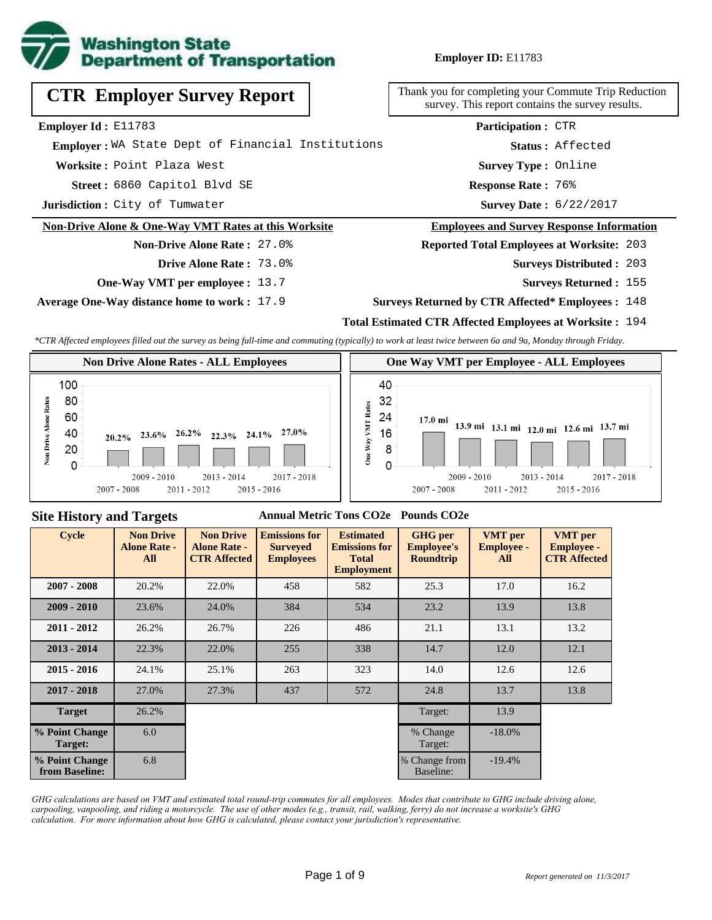**Washington State Department of Transportation**

**Employer ID:** E11783

# CTR Employer Survey Report

Thank you for completing your Commute Trip Reduction survey. This report contains the survey results.

**Employer Id :** E11783
**Employer :** WA State Dept of Financial Institutions
**Worksite :** Point Plaza West
**Street :** 6860 Capitol Blvd SE
**Jurisdiction :** City of Tumwater

**Participation :** CTR
**Status :** Affected
**Survey Type :** Online
**Response Rate :** 76%
**Survey Date :** 6/22/2017

## Non-Drive Alone & One-Way VMT Rates at this Worksite

**Non-Drive Alone Rate :** 27.0%
**Drive Alone Rate :** 73.0%
**One-Way VMT per employee :** 13.7
**Average One-Way distance home to work :** 17.9

## Employees and Survey Response Information

**Reported Total Employees at Worksite:** 203
**Surveys Distributed :** 203
**Surveys Returned :** 155
**Surveys Returned by CTR Affected* Employees :** 148
**Total Estimated CTR Affected Employees at Worksite :** 194

*CTR Affected employees filled out the survey as being full-time and commuting (typically) to work at least twice between 6a and 9a, Monday through Friday.*

### Non Drive Alone Rates - ALL Employees

| Cycle | Non Drive Alone Rate |
|---|---|
| 2007 - 2008 | 20.2% |
| 2009 - 2010 | 23.6% |
| 2011 - 2012 | 26.2% |
| 2013 - 2014 | 22.3% |
| 2015 - 2016 | 24.1% |
| 2017 - 2018 | 27.0% |

### One Way VMT per Employee - ALL Employees

| Cycle | One Way VMT |
|---|---|
| 2007 - 2008 | 17.0 mi |
| 2009 - 2010 | 13.9 mi |
| 2011 - 2012 | 13.1 mi |
| 2013 - 2014 | 12.0 mi |
| 2015 - 2016 | 12.6 mi |
| 2017 - 2018 | 13.7 mi |

## Site History and Targets

| Cycle | Non Drive Alone Rate - All | Non Drive Alone Rate - CTR Affected | Emissions for Surveyed Employees (Annual Metric Tons CO2e) | Estimated Emissions for Total Employment (Annual Metric Tons CO2e) | GHG per Employee's Roundtrip (Pounds CO2e) | VMT per Employee - All | VMT per Employee - CTR Affected |
|---|---|---|---|---|---|---|---|
| 2007 - 2008 | 20.2% | 22.0% | 458 | 582 | 25.3 | 17.0 | 16.2 |
| 2009 - 2010 | 23.6% | 24.0% | 384 | 534 | 23.2 | 13.9 | 13.8 |
| 2011 - 2012 | 26.2% | 26.7% | 226 | 486 | 21.1 | 13.1 | 13.2 |
| 2013 - 2014 | 22.3% | 22.0% | 255 | 338 | 14.7 | 12.0 | 12.1 |
| 2015 - 2016 | 24.1% | 25.1% | 263 | 323 | 14.0 | 12.6 | 12.6 |
| 2017 - 2018 | 27.0% | 27.3% | 437 | 572 | 24.8 | 13.7 | 13.8 |
| Target | 26.2% | | | | Target: | 13.9 | |
| % Point Change Target: | 6.0 | | | | % Change Target: | -18.0% | |
| % Point Change from Baseline: | 6.8 | | | | % Change from Baseline: | -19.4% | |

*GHG calculations are based on VMT and estimated total round-trip commutes for all employees. Modes that contribute to GHG include driving alone, carpooling, vanpooling, and riding a motorcycle. The use of other modes (e.g., transit, rail, walking, ferry) do not increase a worksite's GHG calculation. For more information about how GHG is calculated, please contact your jurisdiction's representative.*

*Report generated on 11/3/2017*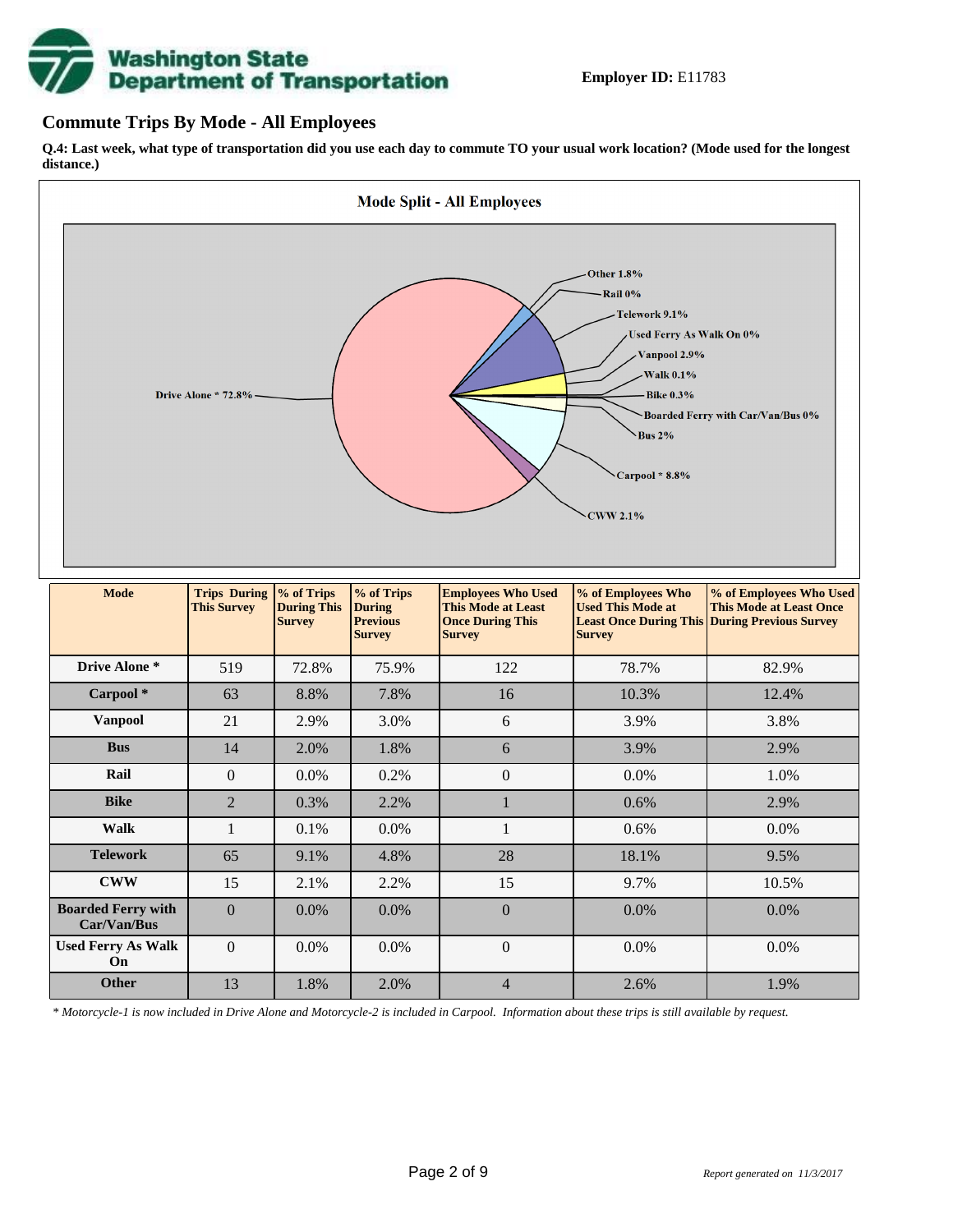**Employer ID:** E11783

## Commute Trips By Mode - All Employees

**Q.4: Last week, what type of transportation did you use each day to commute TO your usual work location? (Mode used for the longest distance.)**

**Mode Split - All Employees**

Drive Alone * 72.8%
Other 1.8%
Rail 0%
Telework 9.1%
Used Ferry As Walk On 0%
Vanpool 2.9%
Walk 0.1%
Bike 0.3%
Boarded Ferry with Car/Van/Bus 0%
Bus 2%
Carpool * 8.8%
CWW 2.1%

| Mode | Trips During This Survey | % of Trips During This Survey | % of Trips During Previous Survey | Employees Who Used This Mode at Least Once During This Survey | % of Employees Who Used This Mode at Least Once During This Survey | % of Employees Who Used This Mode at Least Once During Previous Survey |
|---|---|---|---|---|---|---|
| Drive Alone * | 519 | 72.8% | 75.9% | 122 | 78.7% | 82.9% |
| Carpool * | 63 | 8.8% | 7.8% | 16 | 10.3% | 12.4% |
| Vanpool | 21 | 2.9% | 3.0% | 6 | 3.9% | 3.8% |
| Bus | 14 | 2.0% | 1.8% | 6 | 3.9% | 2.9% |
| Rail | 0 | 0.0% | 0.2% | 0 | 0.0% | 1.0% |
| Bike | 2 | 0.3% | 2.2% | 1 | 0.6% | 2.9% |
| Walk | 1 | 0.1% | 0.0% | 1 | 0.6% | 0.0% |
| Telework | 65 | 9.1% | 4.8% | 28 | 18.1% | 9.5% |
| CWW | 15 | 2.1% | 2.2% | 15 | 9.7% | 10.5% |
| Boarded Ferry with Car/Van/Bus | 0 | 0.0% | 0.0% | 0 | 0.0% | 0.0% |
| Used Ferry As Walk On | 0 | 0.0% | 0.0% | 0 | 0.0% | 0.0% |
| Other | 13 | 1.8% | 2.0% | 4 | 2.6% | 1.9% |

*\* Motorcycle-1 is now included in Drive Alone and Motorcycle-2 is included in Carpool. Information about these trips is still available by request.*

*Report generated on 11/3/2017*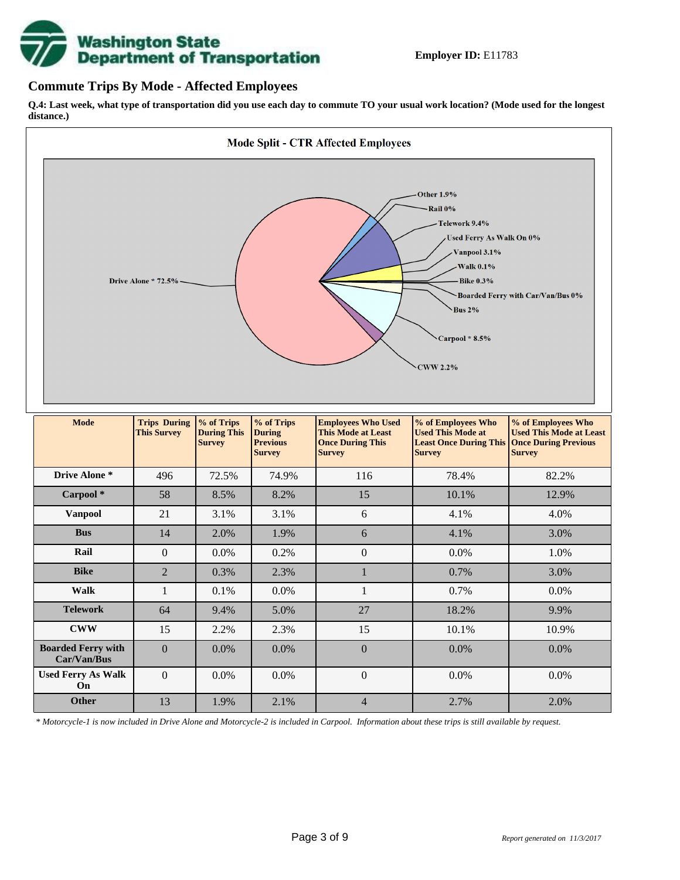**Employer ID:** E11783

## Commute Trips By Mode - Affected Employees

**Q.4: Last week, what type of transportation did you use each day to commute TO your usual work location? (Mode used for the longest distance.)**

**Mode Split - CTR Affected Employees**

Drive Alone * 72.5%
Other 1.9%
Rail 0%
Telework 9.4%
Used Ferry As Walk On 0%
Vanpool 3.1%
Walk 0.1%
Bike 0.3%
Boarded Ferry with Car/Van/Bus 0%
Bus 2%
Carpool * 8.5%
CWW 2.2%

| Mode | Trips During This Survey | % of Trips During This Survey | % of Trips During Previous Survey | Employees Who Used This Mode at Least Once During This Survey | % of Employees Who Used This Mode at Least Once During This Survey | % of Employees Who Used This Mode at Least Once During Previous Survey |
|---|---|---|---|---|---|---|
| Drive Alone * | 496 | 72.5% | 74.9% | 116 | 78.4% | 82.2% |
| Carpool * | 58 | 8.5% | 8.2% | 15 | 10.1% | 12.9% |
| Vanpool | 21 | 3.1% | 3.1% | 6 | 4.1% | 4.0% |
| Bus | 14 | 2.0% | 1.9% | 6 | 4.1% | 3.0% |
| Rail | 0 | 0.0% | 0.2% | 0 | 0.0% | 1.0% |
| Bike | 2 | 0.3% | 2.3% | 1 | 0.7% | 3.0% |
| Walk | 1 | 0.1% | 0.0% | 1 | 0.7% | 0.0% |
| Telework | 64 | 9.4% | 5.0% | 27 | 18.2% | 9.9% |
| CWW | 15 | 2.2% | 2.3% | 15 | 10.1% | 10.9% |
| Boarded Ferry with Car/Van/Bus | 0 | 0.0% | 0.0% | 0 | 0.0% | 0.0% |
| Used Ferry As Walk On | 0 | 0.0% | 0.0% | 0 | 0.0% | 0.0% |
| Other | 13 | 1.9% | 2.1% | 4 | 2.7% | 2.0% |

*\* Motorcycle-1 is now included in Drive Alone and Motorcycle-2 is included in Carpool. Information about these trips is still available by request.*

*Report generated on 11/3/2017*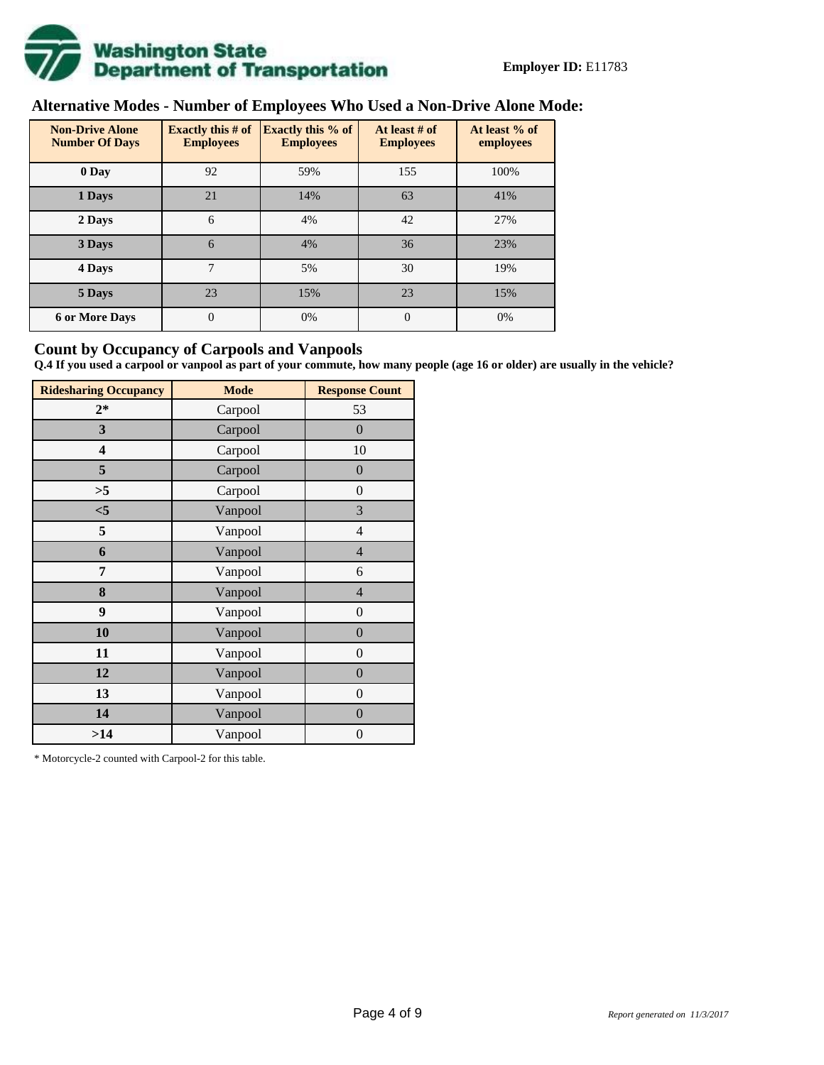**Employer ID:** E11783

## Alternative Modes - Number of Employees Who Used a Non-Drive Alone Mode:

| Non-Drive Alone Number Of Days | Exactly this # of Employees | Exactly this % of Employees | At least # of Employees | At least % of employees |
|---|---|---|---|---|
| 0 Day | 92 | 59% | 155 | 100% |
| 1 Days | 21 | 14% | 63 | 41% |
| 2 Days | 6 | 4% | 42 | 27% |
| 3 Days | 6 | 4% | 36 | 23% |
| 4 Days | 7 | 5% | 30 | 19% |
| 5 Days | 23 | 15% | 23 | 15% |
| 6 or More Days | 0 | 0% | 0 | 0% |

## Count by Occupancy of Carpools and Vanpools

**Q.4 If you used a carpool or vanpool as part of your commute, how many people (age 16 or older) are usually in the vehicle?**

| Ridesharing Occupancy | Mode | Response Count |
|---|---|---|
| 2* | Carpool | 53 |
| 3 | Carpool | 0 |
| 4 | Carpool | 10 |
| 5 | Carpool | 0 |
| >5 | Carpool | 0 |
| <5 | Vanpool | 3 |
| 5 | Vanpool | 4 |
| 6 | Vanpool | 4 |
| 7 | Vanpool | 6 |
| 8 | Vanpool | 4 |
| 9 | Vanpool | 0 |
| 10 | Vanpool | 0 |
| 11 | Vanpool | 0 |
| 12 | Vanpool | 0 |
| 13 | Vanpool | 0 |
| 14 | Vanpool | 0 |
| >14 | Vanpool | 0 |

* Motorcycle-2 counted with Carpool-2 for this table.

*Report generated on 11/3/2017*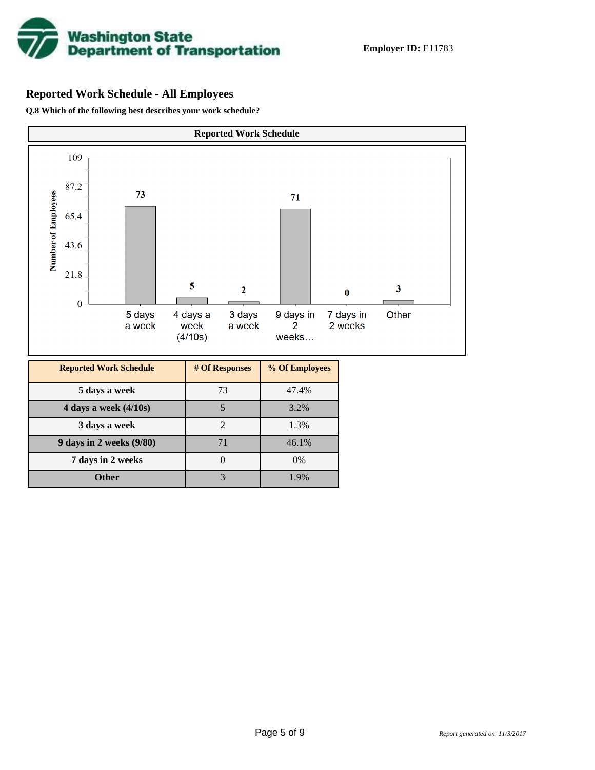**Washington State Department of Transportation**

**Employer ID:** E11783

## Reported Work Schedule - All Employees

**Q.8 Which of the following best describes your work schedule?**

| Reported Work Schedule | # Of Responses | % Of Employees |
|---|---|---|
| 5 days a week | 73 | 47.4% |
| 4 days a week (4/10s) | 5 | 3.2% |
| 3 days a week | 2 | 1.3% |
| 9 days in 2 weeks (9/80) | 71 | 46.1% |
| 7 days in 2 weeks | 0 | 0% |
| Other | 3 | 1.9% |

*Report generated on 11/3/2017*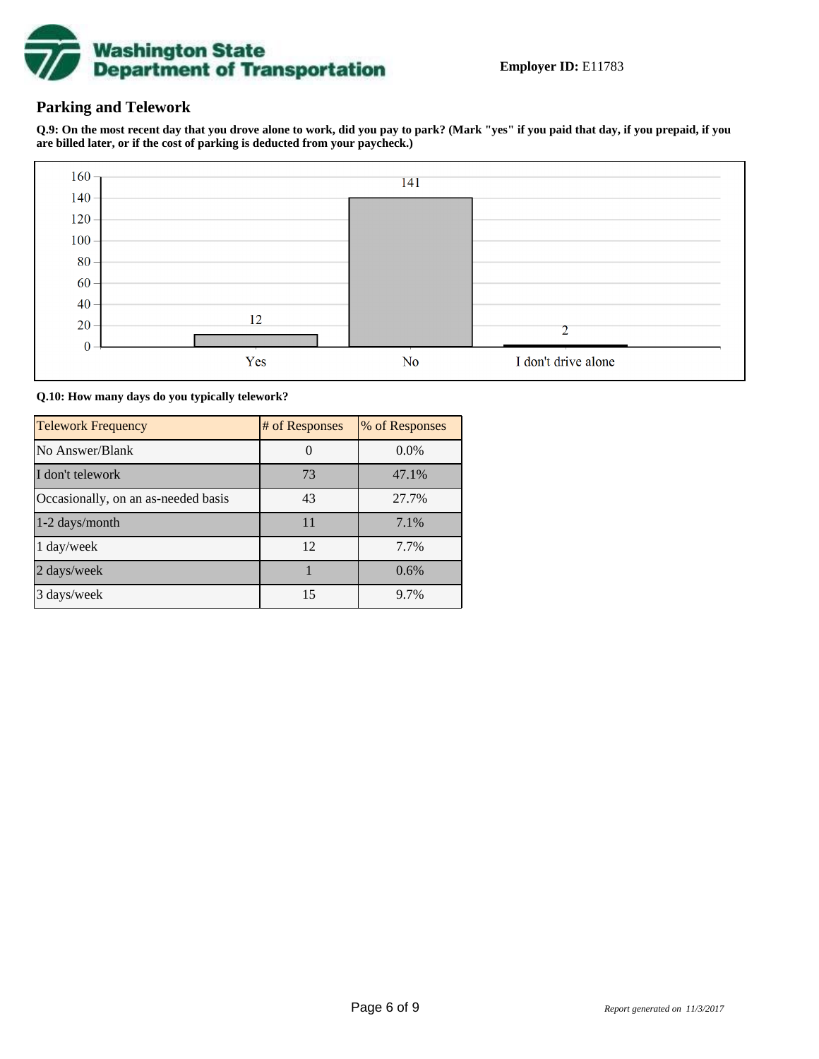**Employer ID:** E11783

## Parking and Telework

**Q.9: On the most recent day that you drove alone to work, did you pay to park? (Mark "yes" if you paid that day, if you prepaid, if you are billed later, or if the cost of parking is deducted from your paycheck.)**

| Response | # of Responses |
|---|---|
| Yes | 12 |
| No | 141 |
| I don't drive alone | 2 |

**Q.10: How many days do you typically telework?**

| Telework Frequency | # of Responses | % of Responses |
|---|---|---|
| No Answer/Blank | 0 | 0.0% |
| I don't telework | 73 | 47.1% |
| Occasionally, on an as-needed basis | 43 | 27.7% |
| 1-2 days/month | 11 | 7.1% |
| 1 day/week | 12 | 7.7% |
| 2 days/week | 1 | 0.6% |
| 3 days/week | 15 | 9.7% |

*Report generated on 11/3/2017*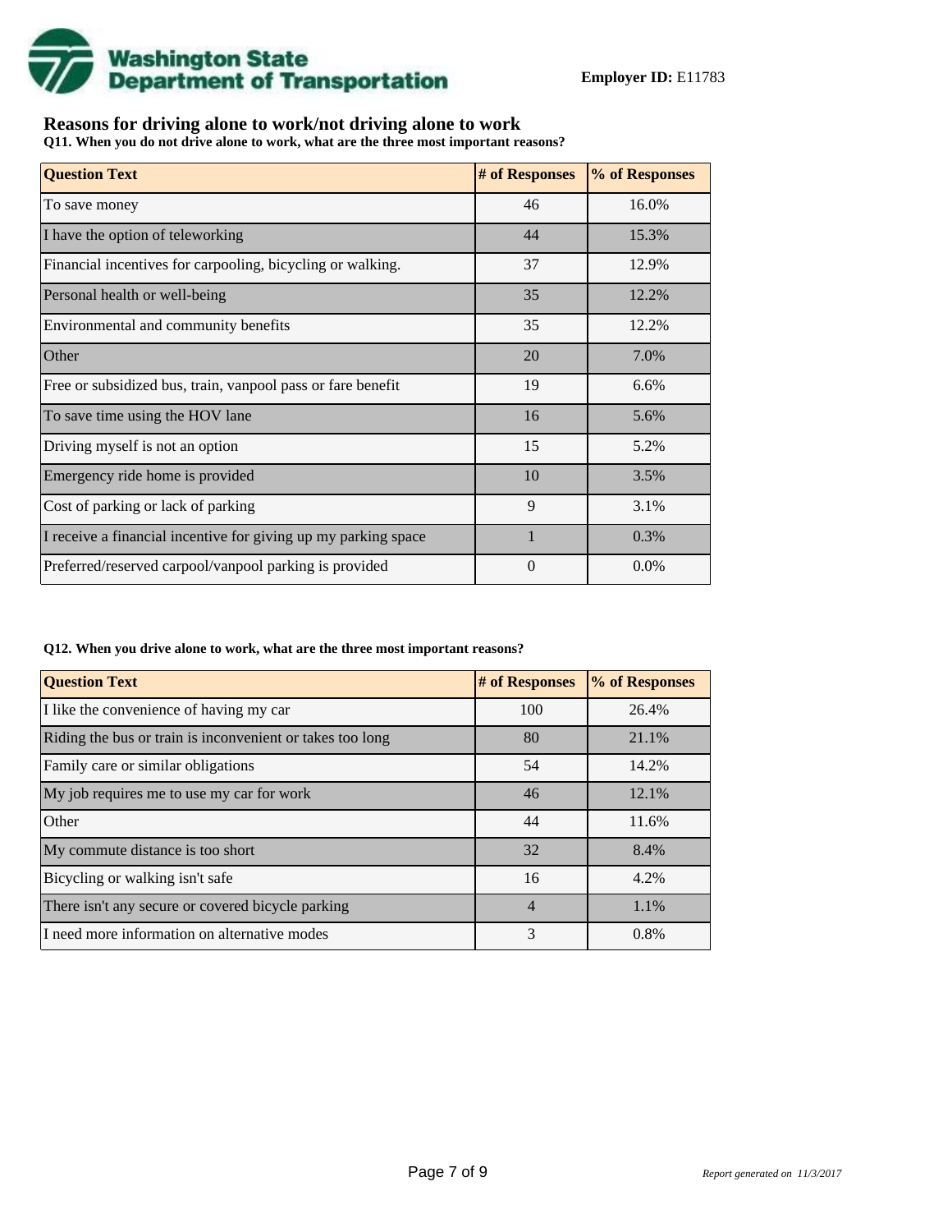**Washington State Department of Transportation**

**Employer ID:** E11783

## Reasons for driving alone to work/not driving alone to work

**Q11. When you do not drive alone to work, what are the three most important reasons?**

| Question Text | # of Responses | % of Responses |
| --- | --- | --- |
| To save money | 46 | 16.0% |
| I have the option of teleworking | 44 | 15.3% |
| Financial incentives for carpooling, bicycling or walking. | 37 | 12.9% |
| Personal health or well-being | 35 | 12.2% |
| Environmental and community benefits | 35 | 12.2% |
| Other | 20 | 7.0% |
| Free or subsidized bus, train, vanpool pass or fare benefit | 19 | 6.6% |
| To save time using the HOV lane | 16 | 5.6% |
| Driving myself is not an option | 15 | 5.2% |
| Emergency ride home is provided | 10 | 3.5% |
| Cost of parking or lack of parking | 9 | 3.1% |
| I receive a financial incentive for giving up my parking space | 1 | 0.3% |
| Preferred/reserved carpool/vanpool parking is provided | 0 | 0.0% |

**Q12. When you drive alone to work, what are the three most important reasons?**

| Question Text | # of Responses | % of Responses |
| --- | --- | --- |
| I like the convenience of having my car | 100 | 26.4% |
| Riding the bus or train is inconvenient or takes too long | 80 | 21.1% |
| Family care or similar obligations | 54 | 14.2% |
| My job requires me to use my car for work | 46 | 12.1% |
| Other | 44 | 11.6% |
| My commute distance is too short | 32 | 8.4% |
| Bicycling or walking isn't safe | 16 | 4.2% |
| There isn't any secure or covered bicycle parking | 4 | 1.1% |
| I need more information on alternative modes | 3 | 0.8% |

*Report generated on 11/3/2017*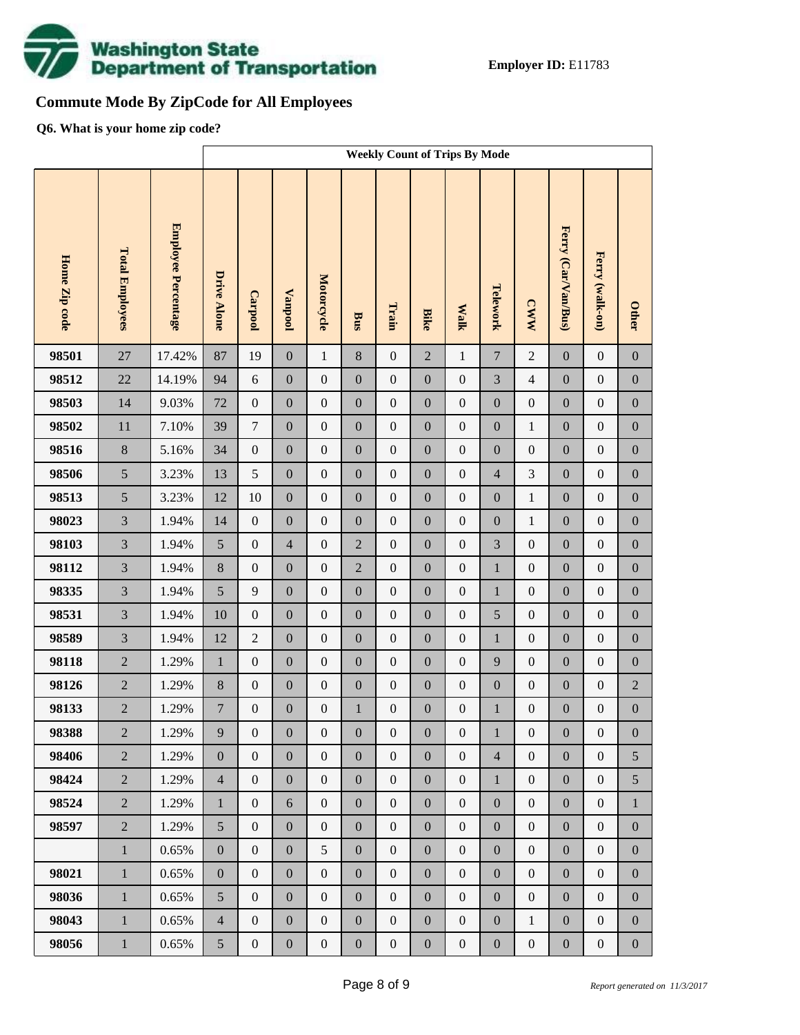**Employer ID:** E11783

## Commute Mode By ZipCode for All Employees

**Q6. What is your home zip code?**

| | | | Weekly Count of Trips By Mode | | | | | | | | | | | | |
|---|---|---|---|---|---|---|---|---|---|---|---|---|---|---|---|
| Home Zip code | Total Employees | Employee Percentage | Drive Alone | Carpool | Vanpool | Motorcycle | Bus | Train | Bike | Walk | Telework | CWW | Ferry (Car/Van/Bus) | Ferry (walk-on) | Other |
| 98501 | 27 | 17.42% | 87 | 19 | 0 | 1 | 8 | 0 | 2 | 1 | 7 | 2 | 0 | 0 | 0 |
| 98512 | 22 | 14.19% | 94 | 6 | 0 | 0 | 0 | 0 | 0 | 0 | 3 | 4 | 0 | 0 | 0 |
| 98503 | 14 | 9.03% | 72 | 0 | 0 | 0 | 0 | 0 | 0 | 0 | 0 | 0 | 0 | 0 | 0 |
| 98502 | 11 | 7.10% | 39 | 7 | 0 | 0 | 0 | 0 | 0 | 0 | 0 | 1 | 0 | 0 | 0 |
| 98516 | 8 | 5.16% | 34 | 0 | 0 | 0 | 0 | 0 | 0 | 0 | 0 | 0 | 0 | 0 | 0 |
| 98506 | 5 | 3.23% | 13 | 5 | 0 | 0 | 0 | 0 | 0 | 0 | 4 | 3 | 0 | 0 | 0 |
| 98513 | 5 | 3.23% | 12 | 10 | 0 | 0 | 0 | 0 | 0 | 0 | 0 | 1 | 0 | 0 | 0 |
| 98023 | 3 | 1.94% | 14 | 0 | 0 | 0 | 0 | 0 | 0 | 0 | 0 | 1 | 0 | 0 | 0 |
| 98103 | 3 | 1.94% | 5 | 0 | 4 | 0 | 2 | 0 | 0 | 0 | 3 | 0 | 0 | 0 | 0 |
| 98112 | 3 | 1.94% | 8 | 0 | 0 | 0 | 2 | 0 | 0 | 0 | 1 | 0 | 0 | 0 | 0 |
| 98335 | 3 | 1.94% | 5 | 9 | 0 | 0 | 0 | 0 | 0 | 0 | 1 | 0 | 0 | 0 | 0 |
| 98531 | 3 | 1.94% | 10 | 0 | 0 | 0 | 0 | 0 | 0 | 0 | 5 | 0 | 0 | 0 | 0 |
| 98589 | 3 | 1.94% | 12 | 2 | 0 | 0 | 0 | 0 | 0 | 0 | 1 | 0 | 0 | 0 | 0 |
| 98118 | 2 | 1.29% | 1 | 0 | 0 | 0 | 0 | 0 | 0 | 0 | 9 | 0 | 0 | 0 | 0 |
| 98126 | 2 | 1.29% | 8 | 0 | 0 | 0 | 0 | 0 | 0 | 0 | 0 | 0 | 0 | 0 | 2 |
| 98133 | 2 | 1.29% | 7 | 0 | 0 | 0 | 1 | 0 | 0 | 0 | 1 | 0 | 0 | 0 | 0 |
| 98388 | 2 | 1.29% | 9 | 0 | 0 | 0 | 0 | 0 | 0 | 0 | 1 | 0 | 0 | 0 | 0 |
| 98406 | 2 | 1.29% | 0 | 0 | 0 | 0 | 0 | 0 | 0 | 0 | 4 | 0 | 0 | 0 | 5 |
| 98424 | 2 | 1.29% | 4 | 0 | 0 | 0 | 0 | 0 | 0 | 0 | 1 | 0 | 0 | 0 | 5 |
| 98524 | 2 | 1.29% | 1 | 0 | 6 | 0 | 0 | 0 | 0 | 0 | 0 | 0 | 0 | 0 | 1 |
| 98597 | 2 | 1.29% | 5 | 0 | 0 | 0 | 0 | 0 | 0 | 0 | 0 | 0 | 0 | 0 | 0 |
| | 1 | 0.65% | 0 | 0 | 0 | 5 | 0 | 0 | 0 | 0 | 0 | 0 | 0 | 0 | 0 |
| 98021 | 1 | 0.65% | 0 | 0 | 0 | 0 | 0 | 0 | 0 | 0 | 0 | 0 | 0 | 0 | 0 |
| 98036 | 1 | 0.65% | 5 | 0 | 0 | 0 | 0 | 0 | 0 | 0 | 0 | 0 | 0 | 0 | 0 |
| 98043 | 1 | 0.65% | 4 | 0 | 0 | 0 | 0 | 0 | 0 | 0 | 0 | 1 | 0 | 0 | 0 |
| 98056 | 1 | 0.65% | 5 | 0 | 0 | 0 | 0 | 0 | 0 | 0 | 0 | 0 | 0 | 0 | 0 |

*Report generated on 11/3/2017*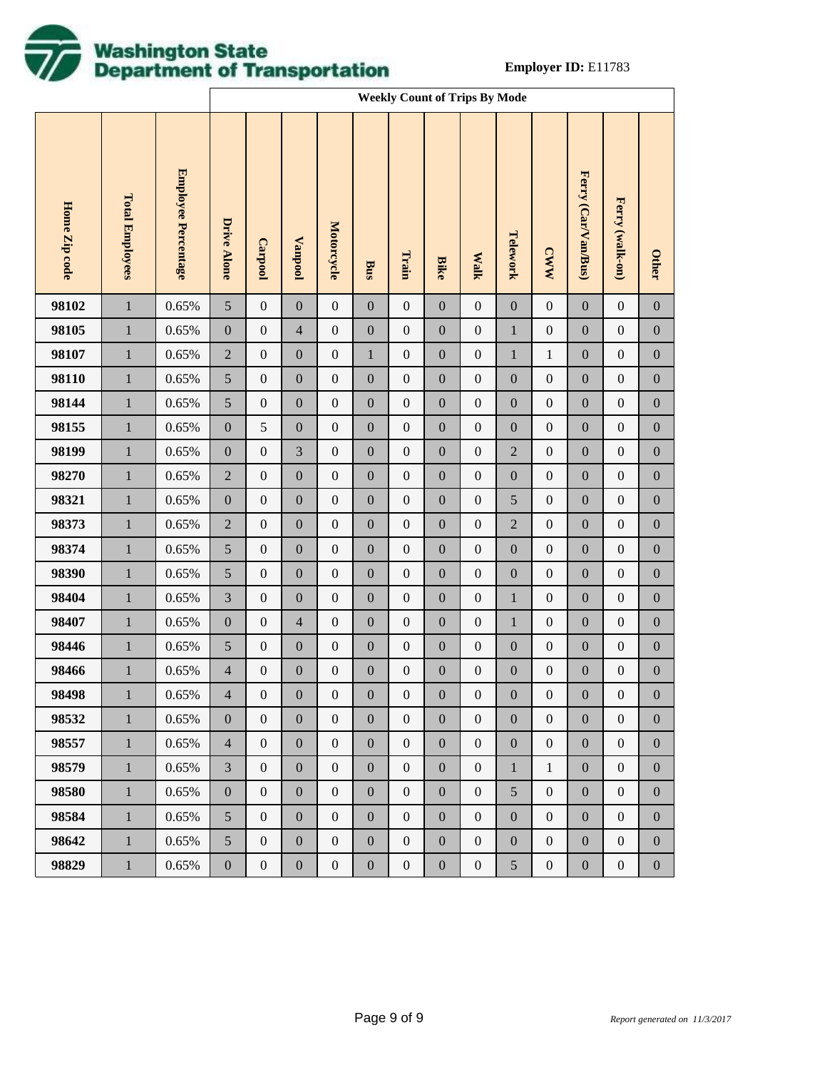**Washington State Department of Transportation**

**Employer ID:** E11783

| | | | Weekly Count of Trips By Mode | | | | | | | | | | | | |
|---|---|---|---|---|---|---|---|---|---|---|---|---|---|---|---|
| **Home Zip code** | **Total Employees** | **Employee Percentage** | **Drive Alone** | **Carpool** | **Vanpool** | **Motorcycle** | **Bus** | **Train** | **Bike** | **Walk** | **Telework** | **CWW** | **Ferry (Car/Van/Bus)** | **Ferry (walk-on)** | **Other** |
| **98102** | 1 | 0.65% | 5 | 0 | 0 | 0 | 0 | 0 | 0 | 0 | 0 | 0 | 0 | 0 | 0 |
| **98105** | 1 | 0.65% | 0 | 0 | 4 | 0 | 0 | 0 | 0 | 0 | 1 | 0 | 0 | 0 | 0 |
| **98107** | 1 | 0.65% | 2 | 0 | 0 | 0 | 1 | 0 | 0 | 0 | 1 | 1 | 0 | 0 | 0 |
| **98110** | 1 | 0.65% | 5 | 0 | 0 | 0 | 0 | 0 | 0 | 0 | 0 | 0 | 0 | 0 | 0 |
| **98144** | 1 | 0.65% | 5 | 0 | 0 | 0 | 0 | 0 | 0 | 0 | 0 | 0 | 0 | 0 | 0 |
| **98155** | 1 | 0.65% | 0 | 5 | 0 | 0 | 0 | 0 | 0 | 0 | 0 | 0 | 0 | 0 | 0 |
| **98199** | 1 | 0.65% | 0 | 0 | 3 | 0 | 0 | 0 | 0 | 0 | 2 | 0 | 0 | 0 | 0 |
| **98270** | 1 | 0.65% | 2 | 0 | 0 | 0 | 0 | 0 | 0 | 0 | 0 | 0 | 0 | 0 | 0 |
| **98321** | 1 | 0.65% | 0 | 0 | 0 | 0 | 0 | 0 | 0 | 0 | 5 | 0 | 0 | 0 | 0 |
| **98373** | 1 | 0.65% | 2 | 0 | 0 | 0 | 0 | 0 | 0 | 0 | 2 | 0 | 0 | 0 | 0 |
| **98374** | 1 | 0.65% | 5 | 0 | 0 | 0 | 0 | 0 | 0 | 0 | 0 | 0 | 0 | 0 | 0 |
| **98390** | 1 | 0.65% | 5 | 0 | 0 | 0 | 0 | 0 | 0 | 0 | 0 | 0 | 0 | 0 | 0 |
| **98404** | 1 | 0.65% | 3 | 0 | 0 | 0 | 0 | 0 | 0 | 0 | 1 | 0 | 0 | 0 | 0 |
| **98407** | 1 | 0.65% | 0 | 0 | 4 | 0 | 0 | 0 | 0 | 0 | 1 | 0 | 0 | 0 | 0 |
| **98446** | 1 | 0.65% | 5 | 0 | 0 | 0 | 0 | 0 | 0 | 0 | 0 | 0 | 0 | 0 | 0 |
| **98466** | 1 | 0.65% | 4 | 0 | 0 | 0 | 0 | 0 | 0 | 0 | 0 | 0 | 0 | 0 | 0 |
| **98498** | 1 | 0.65% | 4 | 0 | 0 | 0 | 0 | 0 | 0 | 0 | 0 | 0 | 0 | 0 | 0 |
| **98532** | 1 | 0.65% | 0 | 0 | 0 | 0 | 0 | 0 | 0 | 0 | 0 | 0 | 0 | 0 | 0 |
| **98557** | 1 | 0.65% | 4 | 0 | 0 | 0 | 0 | 0 | 0 | 0 | 0 | 0 | 0 | 0 | 0 |
| **98579** | 1 | 0.65% | 3 | 0 | 0 | 0 | 0 | 0 | 0 | 0 | 1 | 1 | 0 | 0 | 0 |
| **98580** | 1 | 0.65% | 0 | 0 | 0 | 0 | 0 | 0 | 0 | 0 | 5 | 0 | 0 | 0 | 0 |
| **98584** | 1 | 0.65% | 5 | 0 | 0 | 0 | 0 | 0 | 0 | 0 | 0 | 0 | 0 | 0 | 0 |
| **98642** | 1 | 0.65% | 5 | 0 | 0 | 0 | 0 | 0 | 0 | 0 | 0 | 0 | 0 | 0 | 0 |
| **98829** | 1 | 0.65% | 0 | 0 | 0 | 0 | 0 | 0 | 0 | 0 | 5 | 0 | 0 | 0 | 0 |

*Report generated on 11/3/2017*